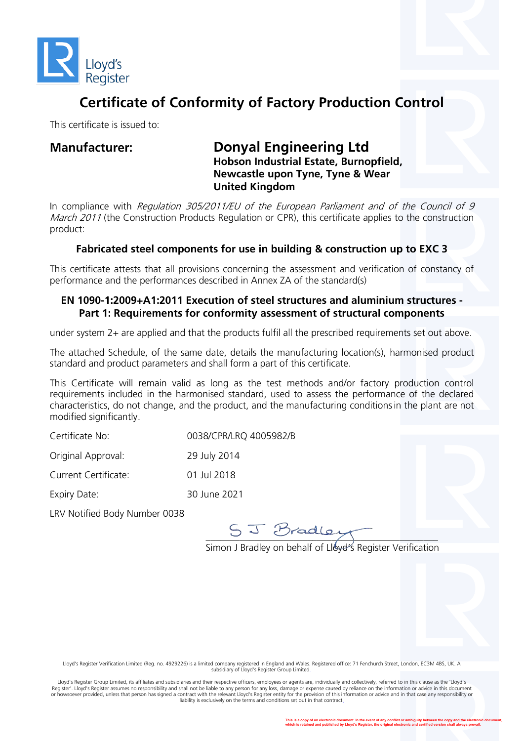Lloyd's Register

# Certificate of Conformity of Factory Production Control

This certificate is issued to:

**Manufacturer:** **Donyal Engineering Ltd**
**Hobson Industrial Estate, Burnopfield,**
**Newcastle upon Tyne, Tyne & Wear**
**United Kingdom**

In compliance with *Regulation 305/2011/EU of the European Parliament and of the Council of 9 March 2011* (the Construction Products Regulation or CPR), this certificate applies to the construction product:

**Fabricated steel components for use in building & construction up to EXC 3**

This certificate attests that all provisions concerning the assessment and verification of constancy of performance and the performances described in Annex ZA of the standard(s)

**EN 1090-1:2009+A1:2011 Execution of steel structures and aluminium structures - Part 1: Requirements for conformity assessment of structural components**

under system 2+ are applied and that the products fulfil all the prescribed requirements set out above.

The attached Schedule, of the same date, details the manufacturing location(s), harmonised product standard and product parameters and shall form a part of this certificate.

This Certificate will remain valid as long as the test methods and/or factory production control requirements included in the harmonised standard, used to assess the performance of the declared characteristics, do not change, and the product, and the manufacturing conditions in the plant are not modified significantly.

Certificate No: 0038/CPR/LRQ 4005982/B

Original Approval: 29 July 2014

Current Certificate: 01 Jul 2018

Expiry Date: 30 June 2021

LRV Notified Body Number 0038

S J Bradley

Simon J Bradley on behalf of Lloyd's Register Verification

Lloyd's Register Verification Limited (Reg. no. 4929226) is a limited company registered in England and Wales. Registered office: 71 Fenchurch Street, London, EC3M 4BS, UK. A subsidiary of Lloyd's Register Group Limited.

Lloyd's Register Group Limited, its affiliates and subsidiaries and their respective officers, employees or agents are, individually and collectively, referred to in this clause as the 'Lloyd's Register'. Lloyd's Register assumes no responsibility and shall not be liable to any person for any loss, damage or expense caused by reliance on the information or advice in this document or howsoever provided, unless that person has signed a contract with the relevant Lloyd's Register entity for the provision of this information or advice and in that case any responsibility or liability is exclusively on the terms and conditions set out in that contract.

This is a copy of an electronic document. In the event of any conflict or ambiguity between the copy and the electronic document, which is retained and published by Lloyd's Register, the original electronic and certified version shall always prevail.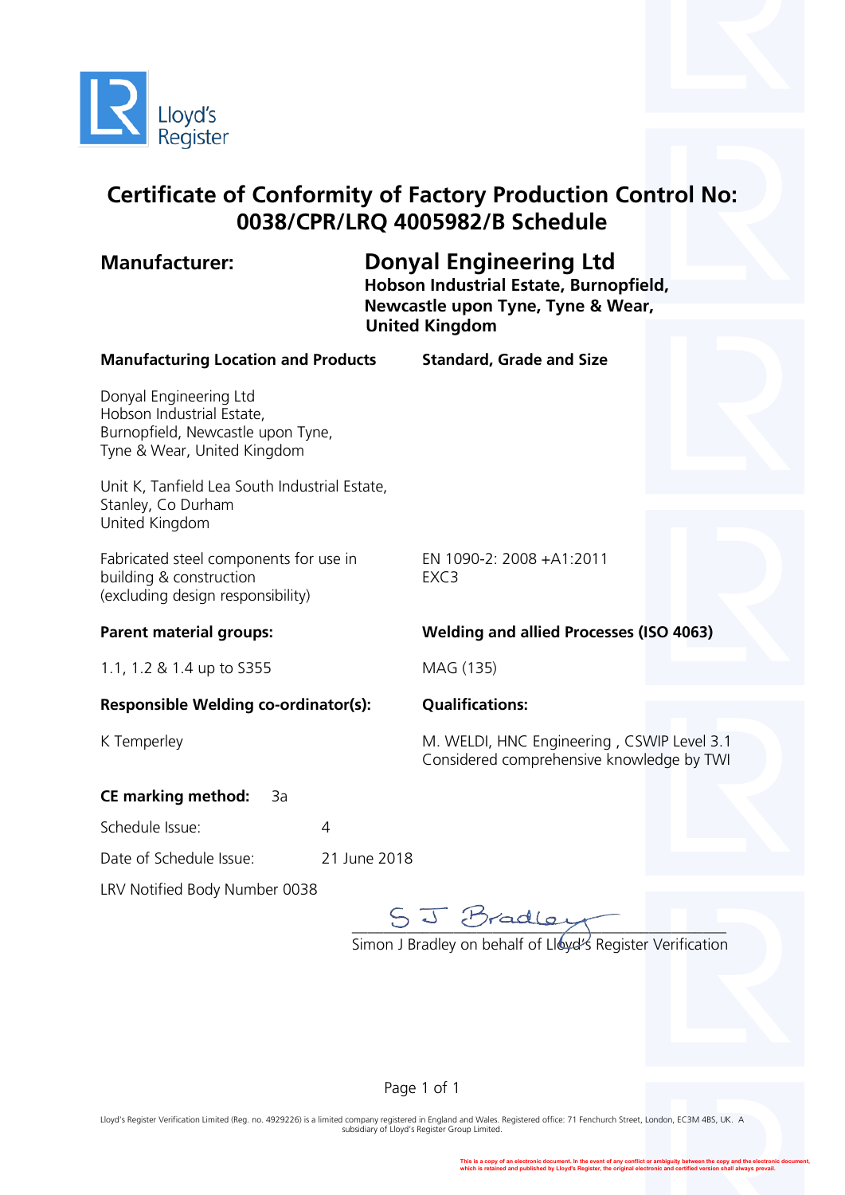Lloyd's Register

# Certificate of Conformity of Factory Production Control No: 0038/CPR/LRQ 4005982/B Schedule

**Manufacturer:** **Donyal Engineering Ltd**
**Hobson Industrial Estate, Burnopfield,**
**Newcastle upon Tyne, Tyne & Wear,**
**United Kingdom**

| Manufacturing Location and Products | Standard, Grade and Size |
|---|---|
| Donyal Engineering Ltd<br>Hobson Industrial Estate,<br>Burnopfield, Newcastle upon Tyne,<br>Tyne & Wear, United Kingdom | |
| Unit K, Tanfield Lea South Industrial Estate,<br>Stanley, Co Durham<br>United Kingdom | |
| Fabricated steel components for use in building & construction<br>(excluding design responsibility) | EN 1090-2: 2008 +A1:2011<br>EXC3 |

| Parent material groups: | Welding and allied Processes (ISO 4063) |
|---|---|
| 1.1, 1.2 & 1.4 up to S355 | MAG (135) |

| Responsible Welding co-ordinator(s): | Qualifications: |
|---|---|
| K Temperley | M. WELDI, HNC Engineering , CSWIP Level 3.1<br>Considered comprehensive knowledge by TWI |

**CE marking method:** 3a

Schedule Issue: 4

Date of Schedule Issue: 21 June 2018

LRV Notified Body Number 0038

S J Bradley

Simon J Bradley on behalf of Lloyd's Register Verification

Lloyd's Register Verification Limited (Reg. no. 4929226) is a limited company registered in England and Wales. Registered office: 71 Fenchurch Street, London, EC3M 4BS, UK. A subsidiary of Lloyd's Register Group Limited.

This is a copy of an electronic document. In the event of any conflict or ambiguity between the copy and the electronic document, which is retained and published by Lloyd's Register, the original electronic and certified version shall always prevail.